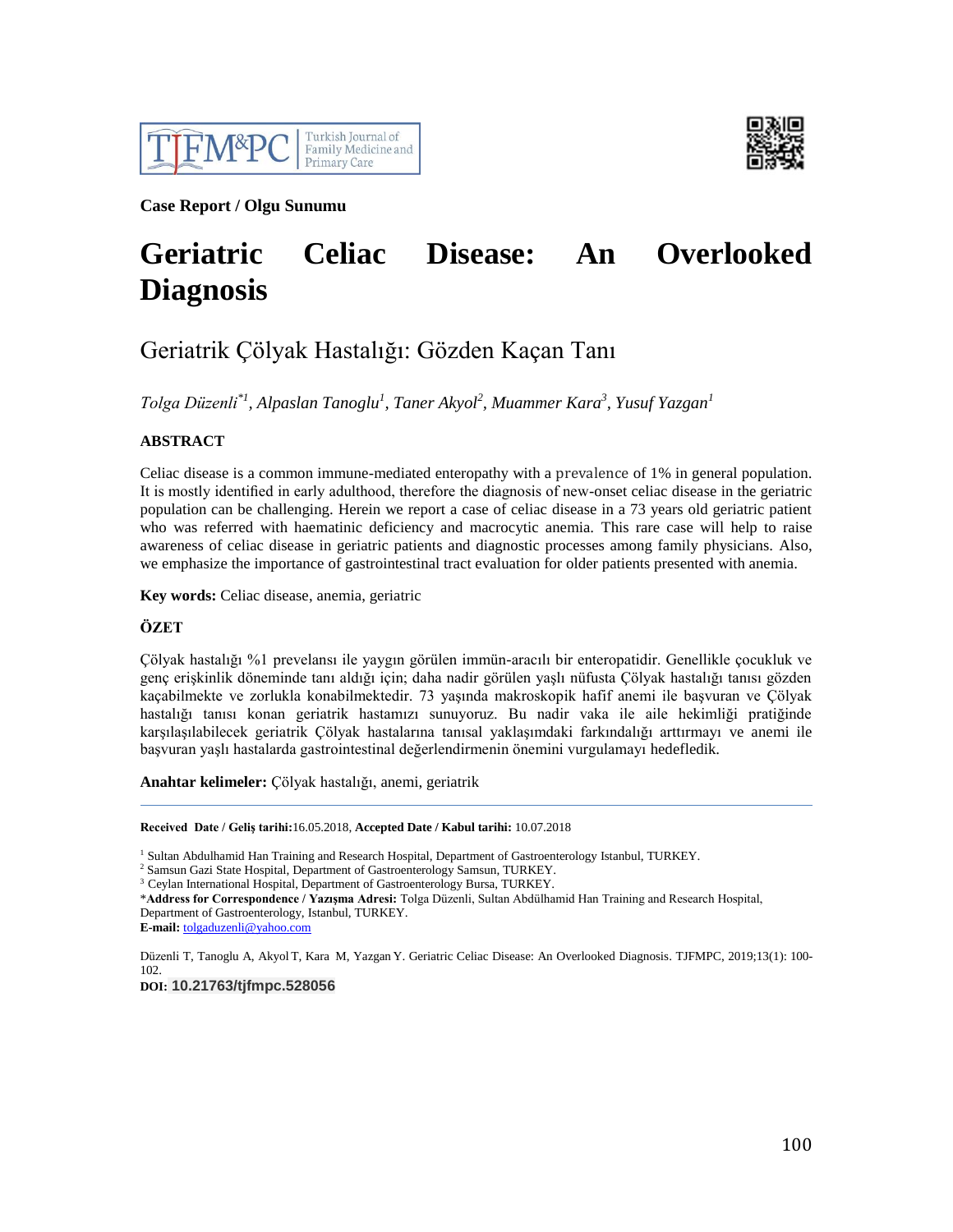Case Report / Olgu Sunumu

# Geriatric Celiac Disease: An Overlooked Diagnosis

## Geriatrik Çölyak Hastalığı: Gözden Kaçan Tanı

*Tolga Düzenli[*1], Alpaslan Tanoglu[1], Taner Akyol[2], Muammer Kara[3], Yusuf Yazgan[1]*

### ABSTRACT

Celiac disease is a common immune-mediated enteropathy with a prevalence of 1% in general population. It is mostly identified in early adulthood, therefore the diagnosis of new-onset celiac disease in the geriatric population can be challenging. Herein we report a case of celiac disease in a 73 years old geriatric patient who was referred with haematinic deficiency and macrocytic anemia. This rare case will help to raise awareness of celiac disease in geriatric patients and diagnostic processes among family physicians. Also, we emphasize the importance of gastrointestinal tract evaluation for older patients presented with anemia.

**Key words:** Celiac disease, anemia, geriatric

### ÖZET

Çölyak hastalığı %1 prevelansı ile yaygın görülen immün-aracılı bir enteropatidir. Genellikle çocukluk ve genç erişkinlik döneminde tanı aldığı için; daha nadir görülen yaşlı nüfusta Çölyak hastalığı tanısı gözden kaçabilmekte ve zorlukla konabilmektedir. 73 yaşında makroskopik hafif anemi ile başvuran ve Çölyak hastalığı tanısı konan geriatrik hastamızı sunuyoruz. Bu nadir vaka ile aile hekimliği pratiğinde karşılaşılabilecek geriatrik Çölyak hastalarına tanısal yaklaşımdaki farkındalığı arttırmayı ve anemi ile başvuran yaşlı hastalarda gastrointestinal değerlendirmenin önemini vurgulamayı hedefledik.

**Anahtar kelimeler:** Çölyak hastalığı, anemi, geriatrik

---

**Received Date / Geliş tarihi:** 16.05.2018, **Accepted Date / Kabul tarihi:** 10.07.2018

[1] Sultan Abdulhamid Han Training and Research Hospital, Department of Gastroenterology Istanbul, TURKEY.
[2] Samsun Gazi State Hospital, Department of Gastroenterology Samsun, TURKEY.
[3] Ceylan International Hospital, Department of Gastroenterology Bursa, TURKEY.
*Address for Correspondence / Yazışma Adresi: Tolga Düzenli, Sultan Abdülhamid Han Training and Research Hospital, Department of Gastroenterology, Istanbul, TURKEY.
**E-mail:** tolgaduzenli@yahoo.com

Düzenli T, Tanoglu A, Akyol T, Kara M, Yazgan Y. Geriatric Celiac Disease: An Overlooked Diagnosis. TJFMPC, 2019;13(1): 100-102.
**DOI:** 10.21763/tjfmpc.528056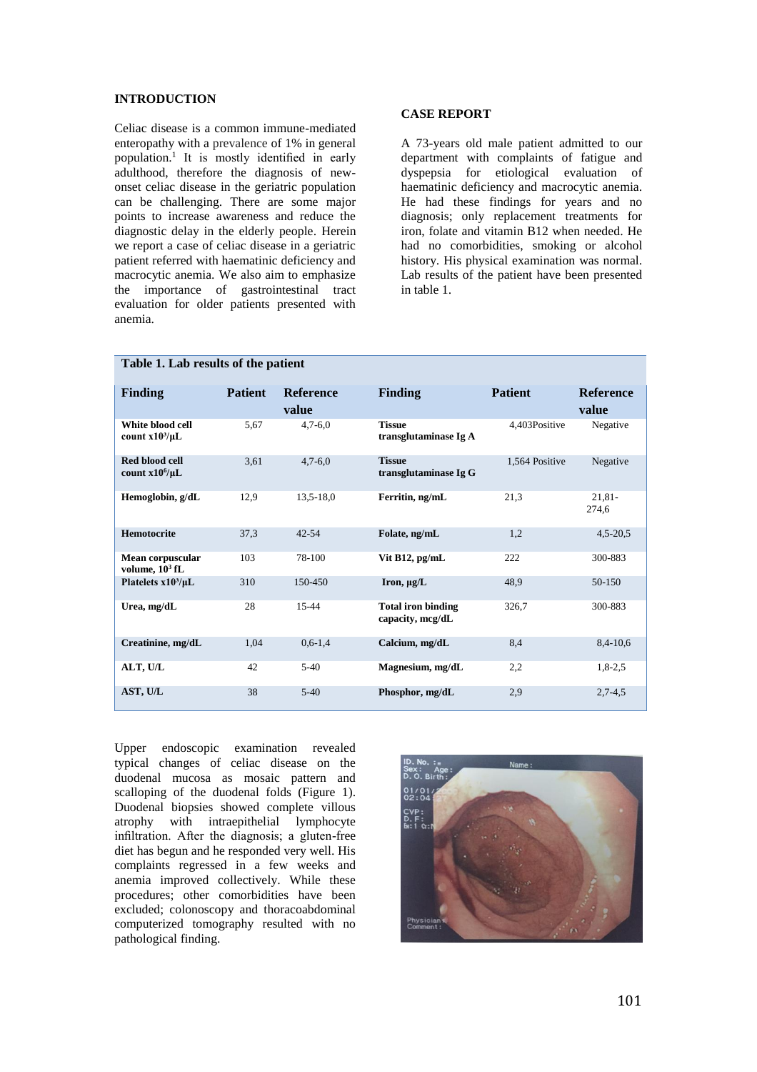## INTRODUCTION

Celiac disease is a common immune-mediated enteropathy with a prevalence of 1% in general population.[1] It is mostly identified in early adulthood, therefore the diagnosis of new-onset celiac disease in the geriatric population can be challenging. There are some major points to increase awareness and reduce the diagnostic delay in the elderly people. Herein we report a case of celiac disease in a geriatric patient referred with haematinic deficiency and macrocytic anemia. We also aim to emphasize the importance of gastrointestinal tract evaluation for older patients presented with anemia.

## CASE REPORT

A 73-years old male patient admitted to our department with complaints of fatigue and dyspepsia for etiological evaluation of haematinic deficiency and macrocytic anemia. He had these findings for years and no diagnosis; only replacement treatments for iron, folate and vitamin B12 when needed. He had no comorbidities, smoking or alcohol history. His physical examination was normal. Lab results of the patient have been presented in table 1.

**Table 1. Lab results of the patient**

| Finding | Patient | Reference value | Finding | Patient | Reference value |
|---|---|---|---|---|---|
| **White blood cell count x10³/µL** | 5,67 | 4,7-6,0 | **Tissue transglutaminase Ig A** | 4,403Positive | Negative |
| **Red blood cell count x10⁶/µL** | 3,61 | 4,7-6,0 | **Tissue transglutaminase Ig G** | 1,564 Positive | Negative |
| **Hemoglobin, g/dL** | 12,9 | 13,5-18,0 | **Ferritin, ng/mL** | 21,3 | 21,81-274,6 |
| **Hemotocrite** | 37,3 | 42-54 | **Folate, ng/mL** | 1,2 | 4,5-20,5 |
| **Mean corpuscular volume, 10³ fL** | 103 | 78-100 | **Vit B12, pg/mL** | 222 | 300-883 |
| **Platelets x10³/µL** | 310 | 150-450 | **Iron, µg/L** | 48,9 | 50-150 |
| **Urea, mg/dL** | 28 | 15-44 | **Total iron binding capacity, mcg/dL** | 326,7 | 300-883 |
| **Creatinine, mg/dL** | 1,04 | 0,6-1,4 | **Calcium, mg/dL** | 8,4 | 8,4-10,6 |
| **ALT, U/L** | 42 | 5-40 | **Magnesium, mg/dL** | 2,2 | 1,8-2,5 |
| **AST, U/L** | 38 | 5-40 | **Phosphor, mg/dL** | 2,9 | 2,7-4,5 |

Upper endoscopic examination revealed typical changes of celiac disease on the duodenal mucosa as mosaic pattern and scalloping of the duodenal folds (Figure 1). Duodenal biopsies showed complete villous atrophy with intraepithelial lymphocyte infiltration. After the diagnosis; a gluten-free diet has begun and he responded very well. His complaints regressed in a few weeks and anemia improved collectively. While these procedures; other comorbidities have been excluded; colonoscopy and thoracoabdominal computerized tomography resulted with no pathological finding.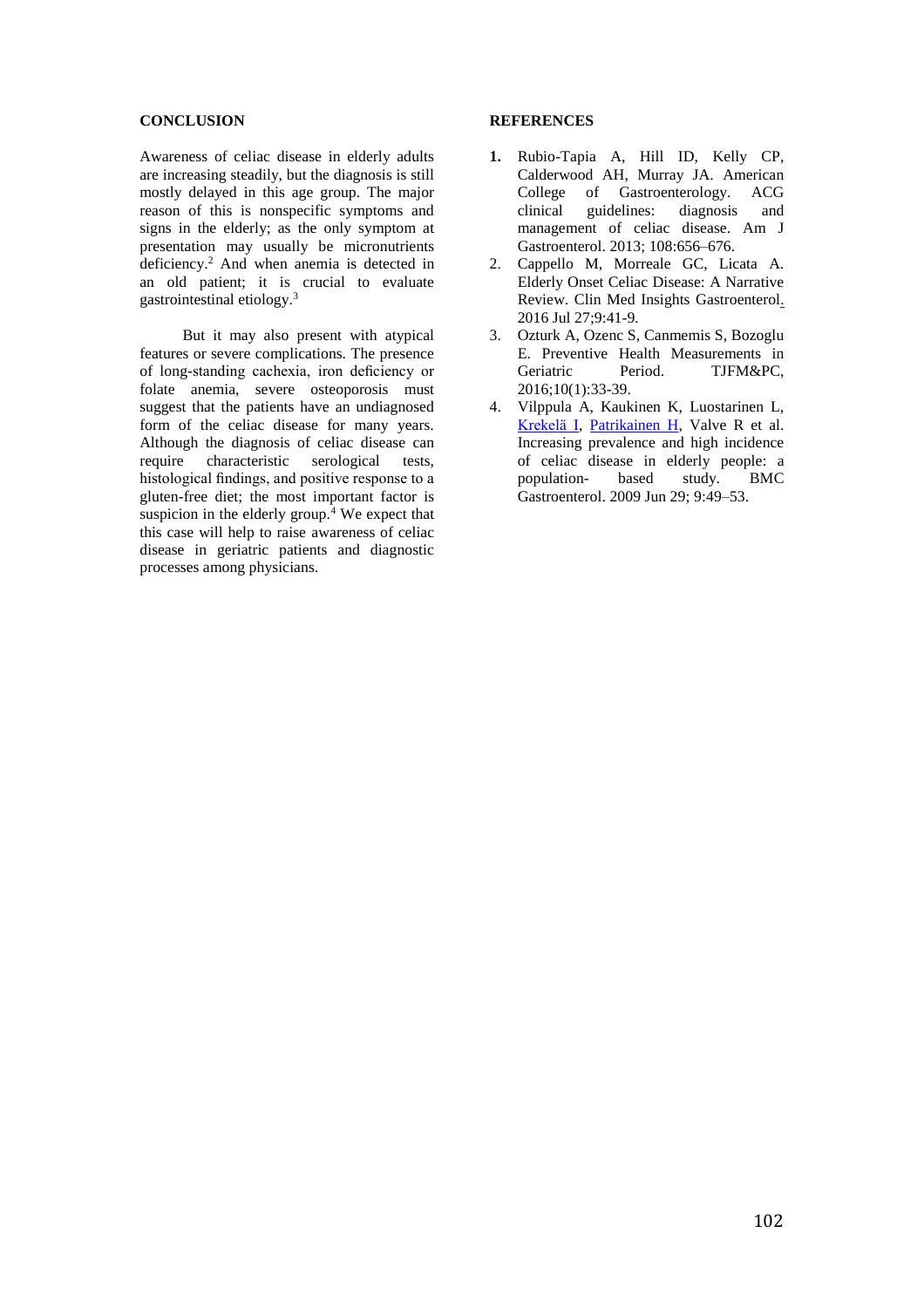## CONCLUSION

Awareness of celiac disease in elderly adults are increasing steadily, but the diagnosis is still mostly delayed in this age group. The major reason of this is nonspecific symptoms and signs in the elderly; as the only symptom at presentation may usually be micronutrients deficiency.[2] And when anemia is detected in an old patient; it is crucial to evaluate gastrointestinal etiology.[3]

But it may also present with atypical features or severe complications. The presence of long-standing cachexia, iron deficiency or folate anemia, severe osteoporosis must suggest that the patients have an undiagnosed form of the celiac disease for many years. Although the diagnosis of celiac disease can require characteristic serological tests, histological findings, and positive response to a gluten-free diet; the most important factor is suspicion in the elderly group.[4] We expect that this case will help to raise awareness of celiac disease in geriatric patients and diagnostic processes among physicians.

## REFERENCES

1. Rubio-Tapia A, Hill ID, Kelly CP, Calderwood AH, Murray JA. American College of Gastroenterology. ACG clinical guidelines: diagnosis and management of celiac disease. Am J Gastroenterol. 2013; 108:656–676.
2. Cappello M, Morreale GC, Licata A. Elderly Onset Celiac Disease: A Narrative Review. Clin Med Insights Gastroenterol. 2016 Jul 27;9:41-9.
3. Ozturk A, Ozenc S, Canmemis S, Bozoglu E. Preventive Health Measurements in Geriatric Period. TJFM&PC, 2016;10(1):33-39.
4. Vilppula A, Kaukinen K, Luostarinen L, Krekelä I, Patrikainen H, Valve R et al. Increasing prevalence and high incidence of celiac disease in elderly people: a population- based study. BMC Gastroenterol. 2009 Jun 29; 9:49–53.